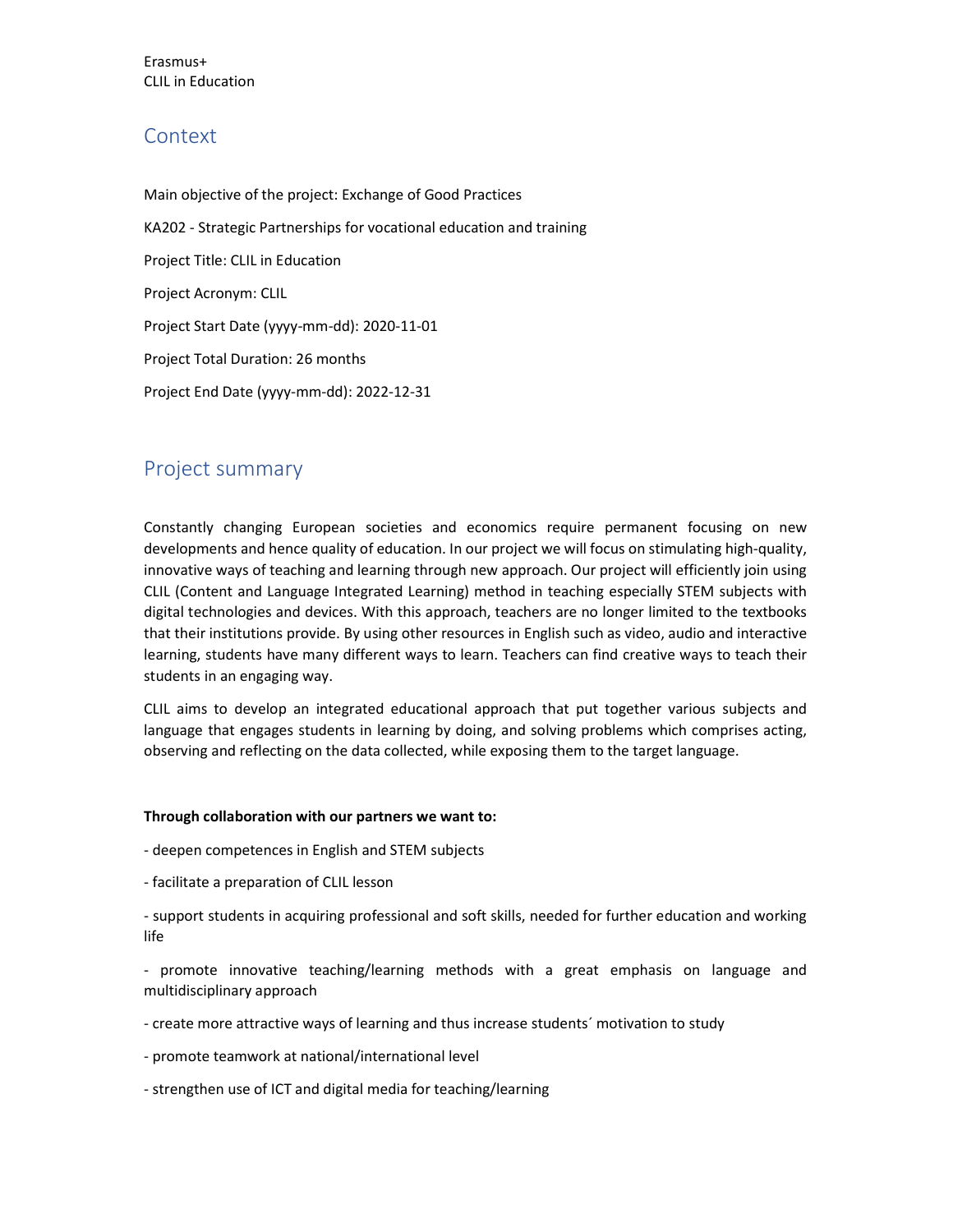Erasmus+
CLIL in Education

## Context

Main objective of the project: Exchange of Good Practices

KA202 - Strategic Partnerships for vocational education and training

Project Title: CLIL in Education

Project Acronym: CLIL

Project Start Date (yyyy-mm-dd): 2020-11-01

Project Total Duration: 26 months

Project End Date (yyyy-mm-dd): 2022-12-31

## Project summary

Constantly changing European societies and economics require permanent focusing on new developments and hence quality of education. In our project we will focus on stimulating high-quality, innovative ways of teaching and learning through new approach. Our project will efficiently join using CLIL (Content and Language Integrated Learning) method in teaching especially STEM subjects with digital technologies and devices. With this approach, teachers are no longer limited to the textbooks that their institutions provide. By using other resources in English such as video, audio and interactive learning, students have many different ways to learn. Teachers can find creative ways to teach their students in an engaging way.

CLIL aims to develop an integrated educational approach that put together various subjects and language that engages students in learning by doing, and solving problems which comprises acting, observing and reflecting on the data collected, while exposing them to the target language.

**Through collaboration with our partners we want to:**

- deepen competences in English and STEM subjects
- facilitate a preparation of CLIL lesson
- support students in acquiring professional and soft skills, needed for further education and working life
- promote innovative teaching/learning methods with a great emphasis on language and multidisciplinary approach
- create more attractive ways of learning and thus increase students´ motivation to study
- promote teamwork at national/international level
- strengthen use of ICT and digital media for teaching/learning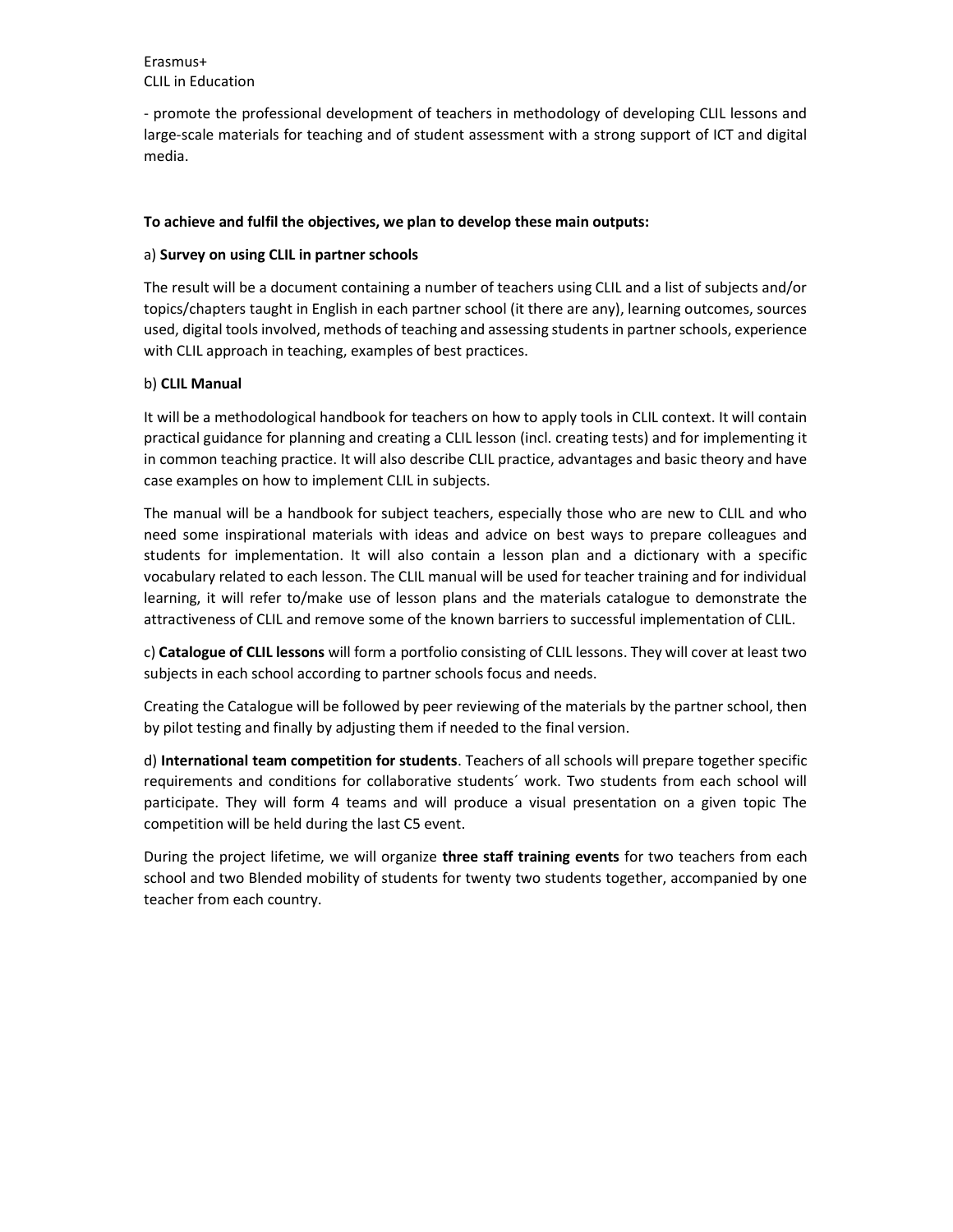- promote the professional development of teachers in methodology of developing CLIL lessons and large-scale materials for teaching and of student assessment with a strong support of ICT and digital media.

**To achieve and fulfil the objectives, we plan to develop these main outputs:**

a) **Survey on using CLIL in partner schools**

The result will be a document containing a number of teachers using CLIL and a list of subjects and/or topics/chapters taught in English in each partner school (it there are any), learning outcomes, sources used, digital tools involved, methods of teaching and assessing students in partner schools, experience with CLIL approach in teaching, examples of best practices.

b) **CLIL Manual**

It will be a methodological handbook for teachers on how to apply tools in CLIL context. It will contain practical guidance for planning and creating a CLIL lesson (incl. creating tests) and for implementing it in common teaching practice. It will also describe CLIL practice, advantages and basic theory and have case examples on how to implement CLIL in subjects.

The manual will be a handbook for subject teachers, especially those who are new to CLIL and who need some inspirational materials with ideas and advice on best ways to prepare colleagues and students for implementation. It will also contain a lesson plan and a dictionary with a specific vocabulary related to each lesson. The CLIL manual will be used for teacher training and for individual learning, it will refer to/make use of lesson plans and the materials catalogue to demonstrate the attractiveness of CLIL and remove some of the known barriers to successful implementation of CLIL.

c) **Catalogue of CLIL lessons** will form a portfolio consisting of CLIL lessons. They will cover at least two subjects in each school according to partner schools focus and needs.

Creating the Catalogue will be followed by peer reviewing of the materials by the partner school, then by pilot testing and finally by adjusting them if needed to the final version.

d) **International team competition for students**. Teachers of all schools will prepare together specific requirements and conditions for collaborative students´ work. Two students from each school will participate. They will form 4 teams and will produce a visual presentation on a given topic The competition will be held during the last C5 event.

During the project lifetime, we will organize **three staff training events** for two teachers from each school and two Blended mobility of students for twenty two students together, accompanied by one teacher from each country.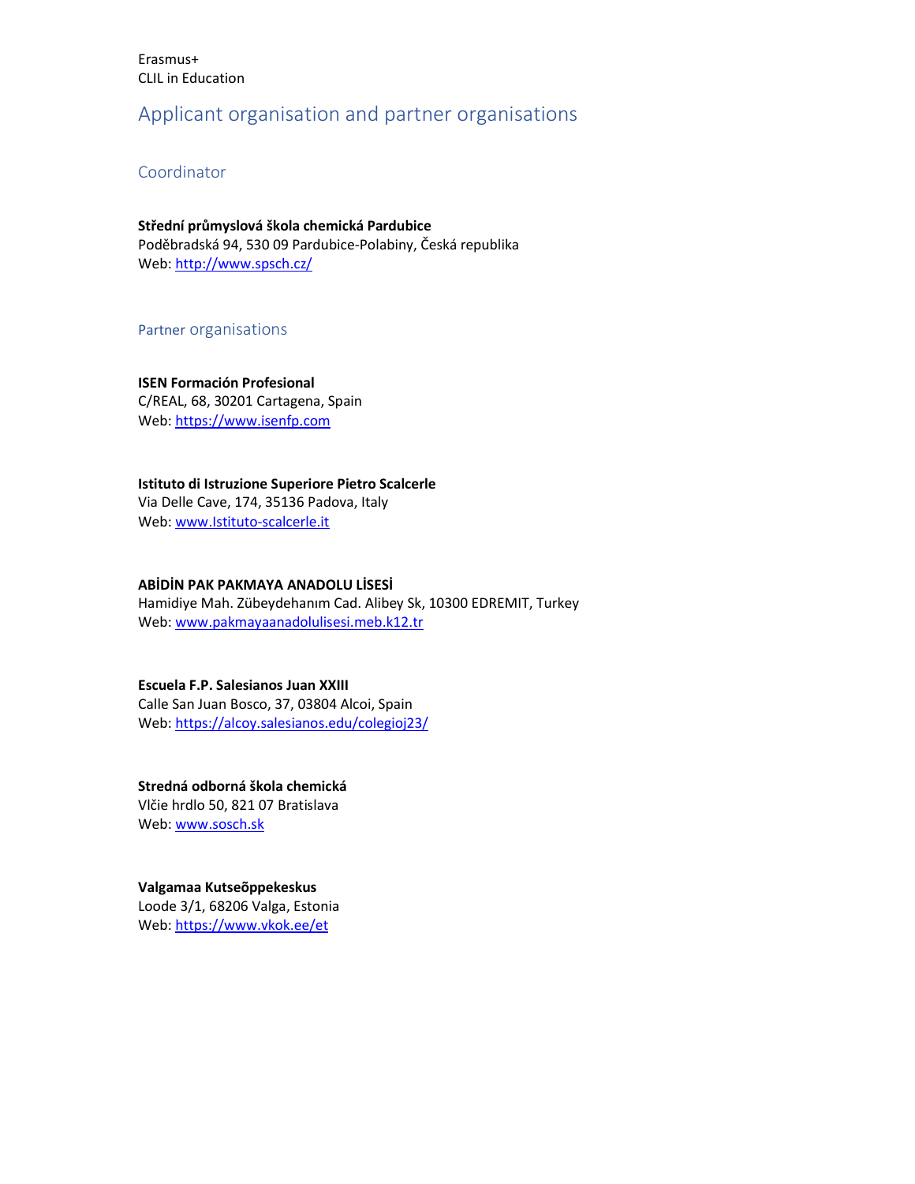Erasmus+
CLIL in Education

# Applicant organisation and partner organisations

## Coordinator

**Střední průmyslová škola chemická Pardubice**
Poděbradská 94, 530 09 Pardubice-Polabiny, Česká republika
Web: http://www.spsch.cz/

## Partner organisations

**ISEN Formación Profesional**
C/REAL, 68, 30201 Cartagena, Spain
Web: https://www.isenfp.com

**Istituto di Istruzione Superiore Pietro Scalcerle**
Via Delle Cave, 174, 35136 Padova, Italy
Web: www.Istituto-scalcerle.it

**ABİDİN PAK PAKMAYA ANADOLU LİSESİ**
Hamidiye Mah. Zübeydehanım Cad. Alibey Sk, 10300 EDREMIT, Turkey
Web: www.pakmayaanadolulisesi.meb.k12.tr

**Escuela F.P. Salesianos Juan XXIII**
Calle San Juan Bosco, 37, 03804 Alcoi, Spain
Web: https://alcoy.salesianos.edu/colegioj23/

**Stredná odborná škola chemická**
Vlčie hrdlo 50, 821 07 Bratislava
Web: www.sosch.sk

**Valgamaa Kutseõppekeskus**
Loode 3/1, 68206 Valga, Estonia
Web: https://www.vkok.ee/et